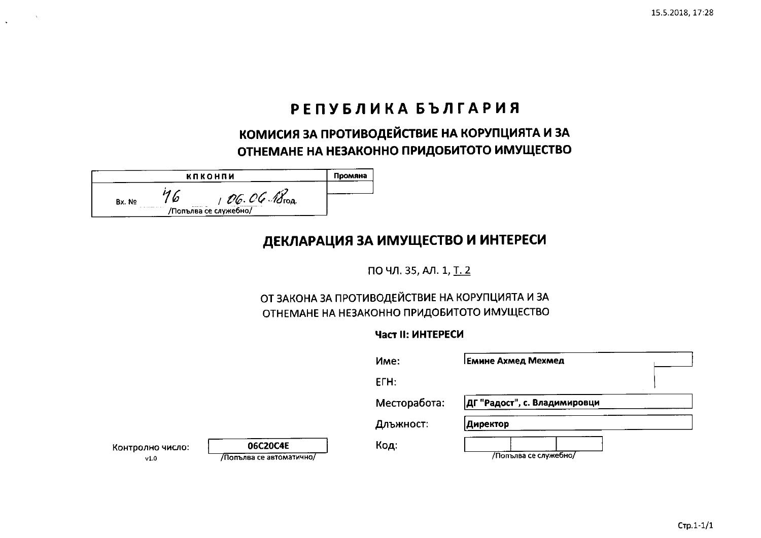# РЕПУБЛИКА БЪЛГАРИЯ

## КОМИСИЯ ЗА ПРОТИВОДЕЙСТВИЕ НА КОРУПЦИЯТА И ЗА ОТНЕМАНЕ НА НЕЗАКОННО ПРИДОБИТОТО ИМУЩЕСТВО

| КПКОНПИ | Промяна |
|---|---|
| Вх. № 76 / 06.06.18 год. /Попълва се служебно/ | |

## ДЕКЛАРАЦИЯ ЗА ИМУЩЕСТВО И ИНТЕРЕСИ

ПО ЧЛ. 35, АЛ. 1, Т. 2

ОТ ЗАКОНА ЗА ПРОТИВОДЕЙСТВИЕ НА КОРУПЦИЯТА И ЗА ОТНЕМАНЕ НА НЕЗАКОННО ПРИДОБИТОТО ИМУЩЕСТВО

**Част II: ИНТЕРЕСИ**

Име: **Емине Ахмед Мехмед**

ЕГН:

Месторабота: **ДГ "Радост", с. Владимировци**

Длъжност: **Директор**

Код: /Попълва се служебно/

Контролно число: **06C20C4E** /Попълва се автоматично/

v1.0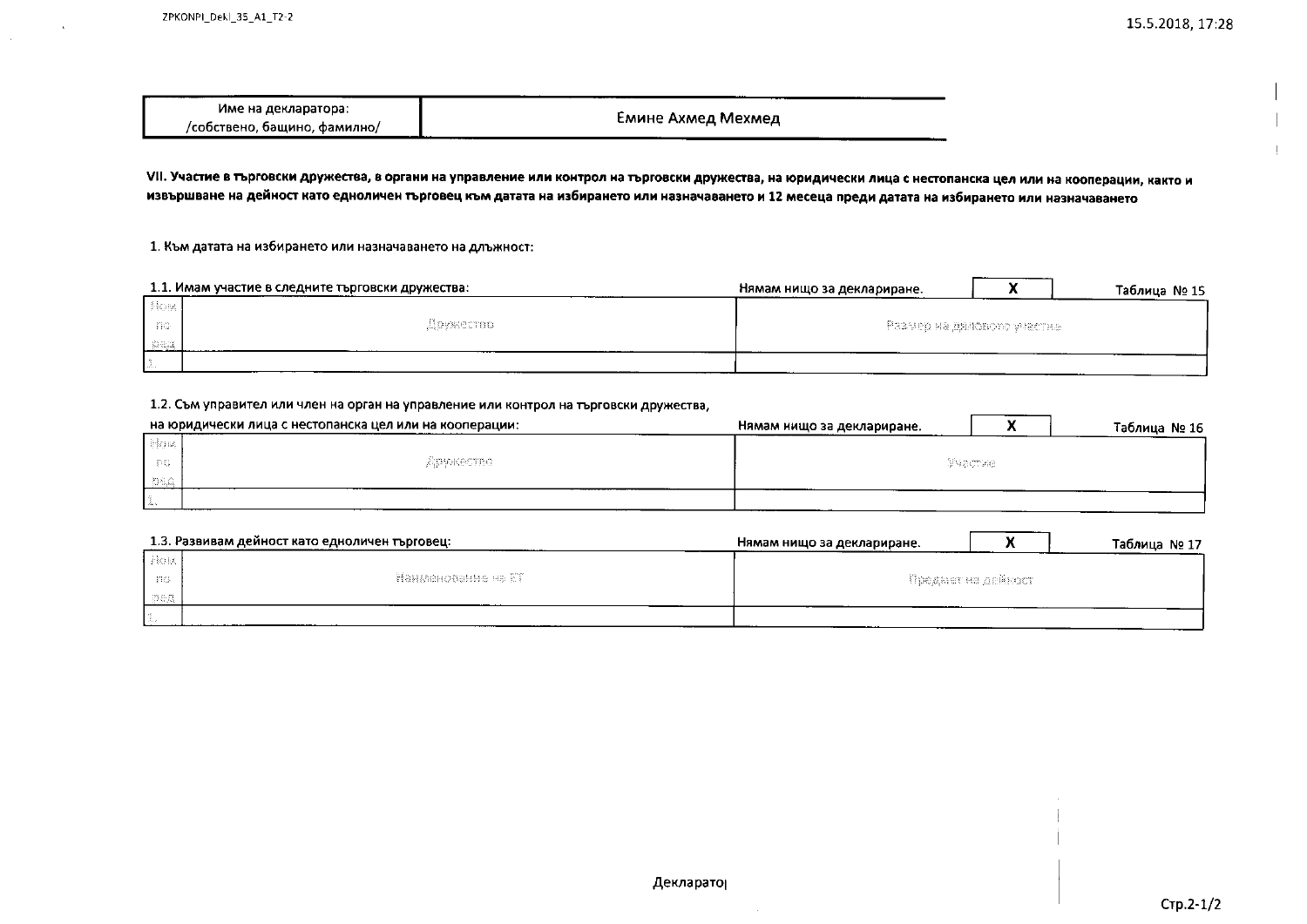| Име на декларатора: /собствено, бащино, фамилно/ | Емине Ахмед Мехмед |
|---|---|

**VII. Участие в търговски дружества, в органи на управление или контрол на търговски дружества, на юридически лица с нестопанска цел или на кооперации, както и извършване на дейност като едноличен търговец към датата на избирането или назначаването и 12 месеца преди датата на избирането или назначаването**

1. Към датата на избирането или назначаването на длъжност:

1.1. Имам участие в следните търговски дружества: Нямам нищо за деклариране. **X** Таблица № 15

| Пом. по ред | Дружество | Размер на дяловото участие |
|---|---|---|
| 1. | | |

1.2. Съм управител или член на орган на управление или контрол на търговски дружества, на юридически лица с нестопанска цел или на кооперации: Нямам нищо за деклариране. **X** Таблица № 16

| Пом. по ред | Дружество | Участие |
|---|---|---|
| 1. | | |

1.3. Развивам дейност като едноличен търговец: Нямам нищо за деклариране. **X** Таблица № 17

| Пом. по ред | Наименование на ЕТ | Предмет на дейност |
|---|---|---|
| 1. | | |

Декларатор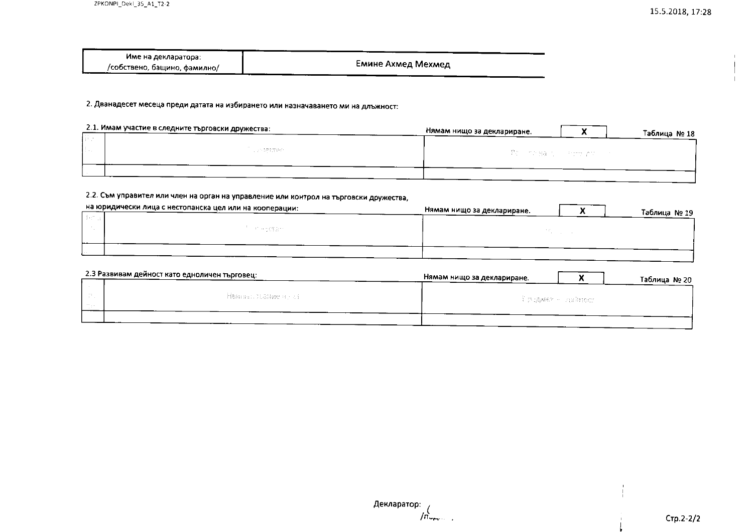| Име на декларатора: /собствено, бащино, фамилно/ | Емине Ахмед Мехмед |
| --- | --- |

2. Дванадесет месеца преди датата на избирането или назначаването ми на длъжност:

2.1. Имам участие в следните търговски дружества:

Нямам нищо за деклариране. **X**

Таблица № 18

| № по ред | Дружество | Размер на участието |
| --- | --- | --- |
| | | |

2.2. Съм управител или член на орган на управление или контрол на търговски дружества, на юридически лица с нестопанска цел или на кооперации:

Нямам нищо за деклариране. **X**

Таблица № 19

| № по ред | Дружество | Качество |
| --- | --- | --- |
| | | |

2.3 Развивам дейност като едноличен търговец:

Нямам нищо за деклариране. **X**

Таблица № 20

| № по ред | Наименование на ЕТ | Предмет на дейност |
| --- | --- | --- |
| | | |

Декларатор:
/п/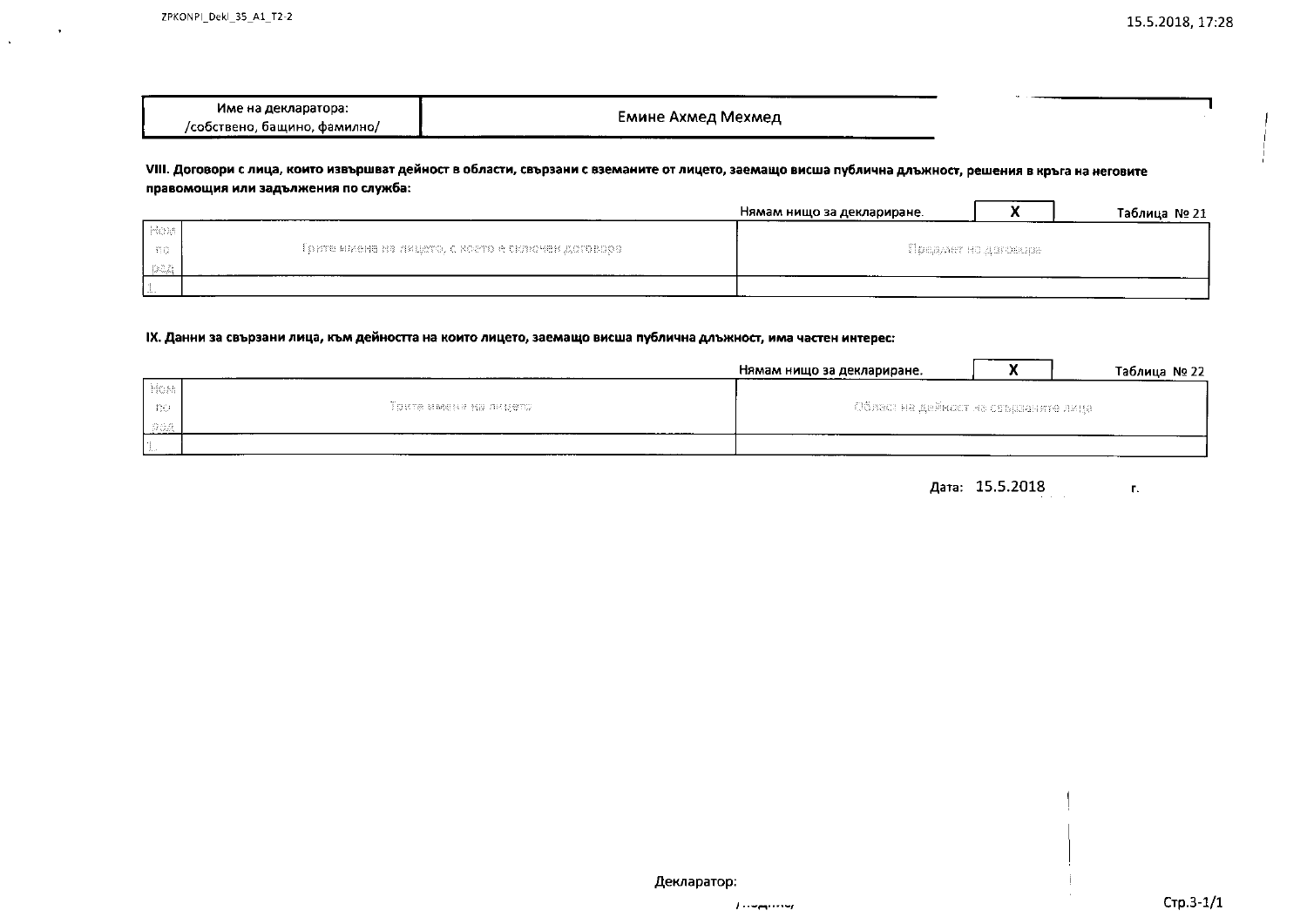| Име на декларатора: /собствено, бащино, фамилно/ | Емине Ахмед Мехмед |
|---|---|

**VIII. Договори с лица, които извършват дейност в области, свързани с вземаните от лицето, заемащо висша публична длъжност, решения в кръга на неговите правомощия или задължения по служба:**

Нямам нищо за деклариране. **X** Таблица № 21

| Ном по ред | Трите имена на лицето, с което е сключен договора | Предмет на договора |
|---|---|---|
| 1. | | |

**IX. Данни за свързани лица, към дейността на които лицето, заемащо висша публична длъжност, има частен интерес:**

Нямам нищо за деклариране. **X** Таблица № 22

| Ном по ред | Трите имена на лицето | Област на дейност на свързаните лица |
|---|---|---|
| 1. | | |

Дата: 15.5.2018 г.

Декларатор: